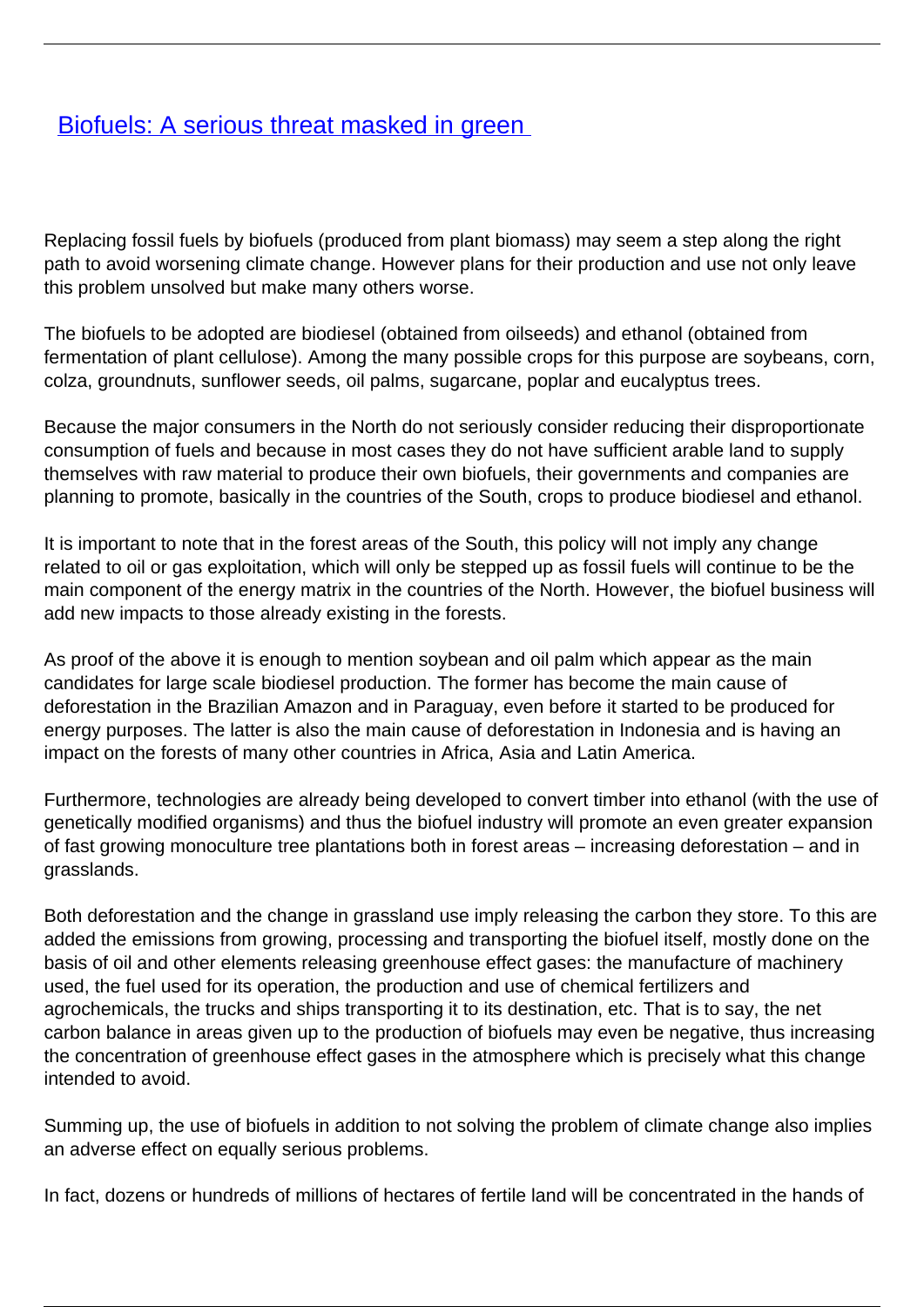# [Biofuels: A serious threat masked in green](#)

Replacing fossil fuels by biofuels (produced from plant biomass) may seem a step along the right path to avoid worsening climate change. However plans for their production and use not only leave this problem unsolved but make many others worse.

The biofuels to be adopted are biodiesel (obtained from oilseeds) and ethanol (obtained from fermentation of plant cellulose). Among the many possible crops for this purpose are soybeans, corn, colza, groundnuts, sunflower seeds, oil palms, sugarcane, poplar and eucalyptus trees.

Because the major consumers in the North do not seriously consider reducing their disproportionate consumption of fuels and because in most cases they do not have sufficient arable land to supply themselves with raw material to produce their own biofuels, their governments and companies are planning to promote, basically in the countries of the South, crops to produce biodiesel and ethanol.

It is important to note that in the forest areas of the South, this policy will not imply any change related to oil or gas exploitation, which will only be stepped up as fossil fuels will continue to be the main component of the energy matrix in the countries of the North. However, the biofuel business will add new impacts to those already existing in the forests.

As proof of the above it is enough to mention soybean and oil palm which appear as the main candidates for large scale biodiesel production. The former has become the main cause of deforestation in the Brazilian Amazon and in Paraguay, even before it started to be produced for energy purposes. The latter is also the main cause of deforestation in Indonesia and is having an impact on the forests of many other countries in Africa, Asia and Latin America.

Furthermore, technologies are already being developed to convert timber into ethanol (with the use of genetically modified organisms) and thus the biofuel industry will promote an even greater expansion of fast growing monoculture tree plantations both in forest areas – increasing deforestation – and in grasslands.

Both deforestation and the change in grassland use imply releasing the carbon they store. To this are added the emissions from growing, processing and transporting the biofuel itself, mostly done on the basis of oil and other elements releasing greenhouse effect gases: the manufacture of machinery used, the fuel used for its operation, the production and use of chemical fertilizers and agrochemicals, the trucks and ships transporting it to its destination, etc. That is to say, the net carbon balance in areas given up to the production of biofuels may even be negative, thus increasing the concentration of greenhouse effect gases in the atmosphere which is precisely what this change intended to avoid.

Summing up, the use of biofuels in addition to not solving the problem of climate change also implies an adverse effect on equally serious problems.

In fact, dozens or hundreds of millions of hectares of fertile land will be concentrated in the hands of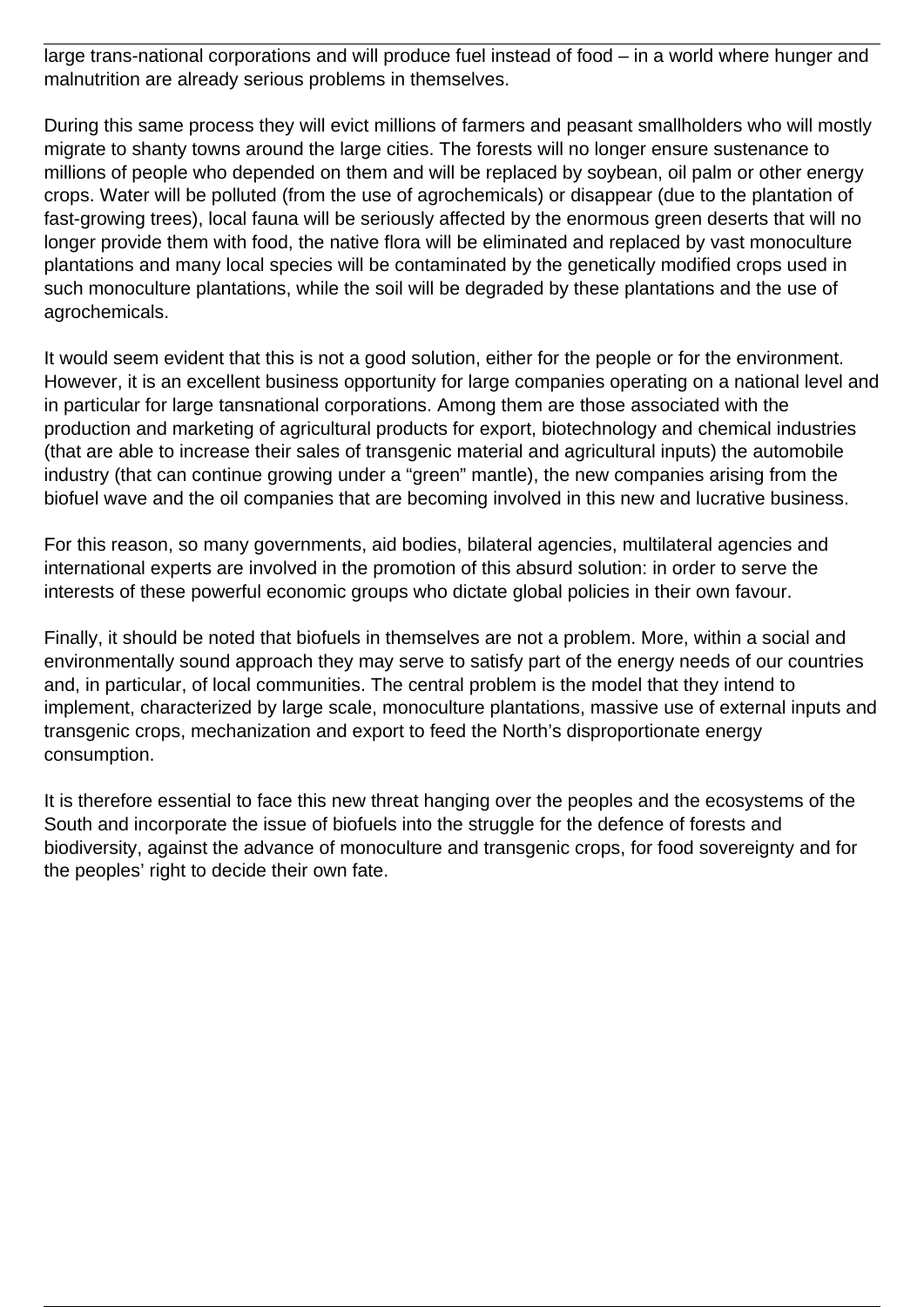large trans-national corporations and will produce fuel instead of food – in a world where hunger and malnutrition are already serious problems in themselves.

During this same process they will evict millions of farmers and peasant smallholders who will mostly migrate to shanty towns around the large cities. The forests will no longer ensure sustenance to millions of people who depended on them and will be replaced by soybean, oil palm or other energy crops. Water will be polluted (from the use of agrochemicals) or disappear (due to the plantation of fast-growing trees), local fauna will be seriously affected by the enormous green deserts that will no longer provide them with food, the native flora will be eliminated and replaced by vast monoculture plantations and many local species will be contaminated by the genetically modified crops used in such monoculture plantations, while the soil will be degraded by these plantations and the use of agrochemicals.

It would seem evident that this is not a good solution, either for the people or for the environment. However, it is an excellent business opportunity for large companies operating on a national level and in particular for large tansnational corporations. Among them are those associated with the production and marketing of agricultural products for export, biotechnology and chemical industries (that are able to increase their sales of transgenic material and agricultural inputs) the automobile industry (that can continue growing under a "green" mantle), the new companies arising from the biofuel wave and the oil companies that are becoming involved in this new and lucrative business.

For this reason, so many governments, aid bodies, bilateral agencies, multilateral agencies and international experts are involved in the promotion of this absurd solution: in order to serve the interests of these powerful economic groups who dictate global policies in their own favour.

Finally, it should be noted that biofuels in themselves are not a problem. More, within a social and environmentally sound approach they may serve to satisfy part of the energy needs of our countries and, in particular, of local communities. The central problem is the model that they intend to implement, characterized by large scale, monoculture plantations, massive use of external inputs and transgenic crops, mechanization and export to feed the North's disproportionate energy consumption.

It is therefore essential to face this new threat hanging over the peoples and the ecosystems of the South and incorporate the issue of biofuels into the struggle for the defence of forests and biodiversity, against the advance of monoculture and transgenic crops, for food sovereignty and for the peoples' right to decide their own fate.